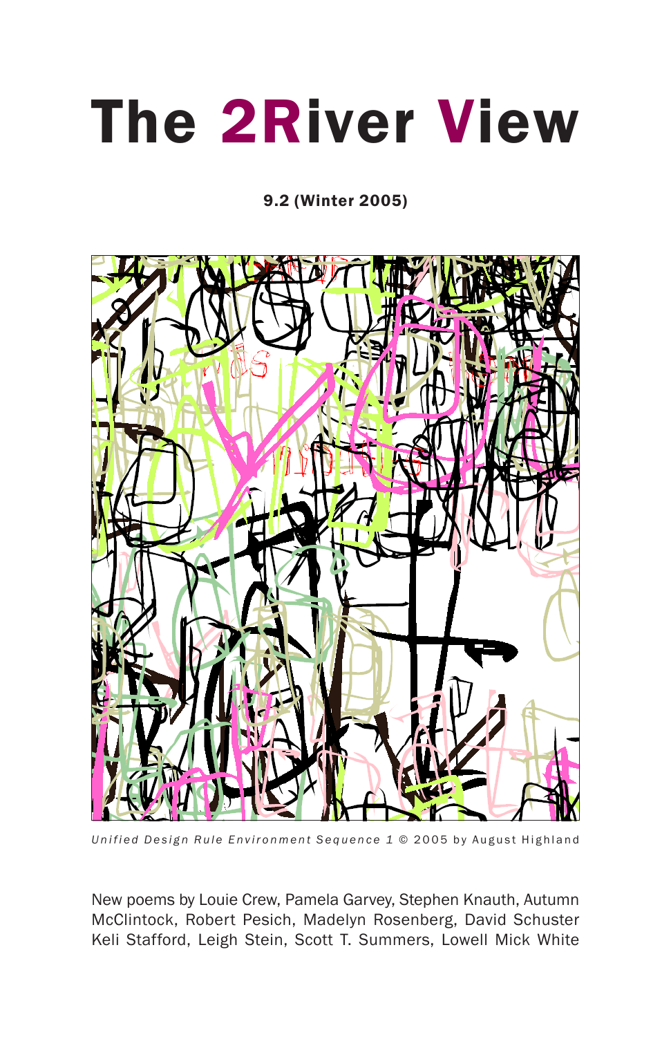# The 2River View

**9.2 (Winter 2005)**

*Unified Design Rule Environment Sequence 1* © 2005 by August Highland

New poems by Louie Crew, Pamela Garvey, Stephen Knauth, Autumn McClintock, Robert Pesich, Madelyn Rosenberg, David Schuster Keli Stafford, Leigh Stein, Scott T. Summers, Lowell Mick White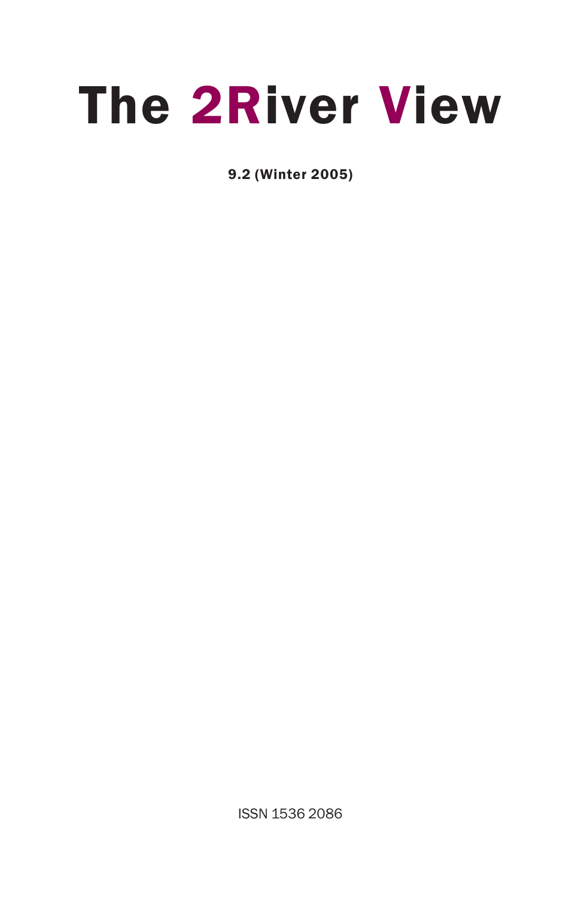# The 2River View

**9.2 (Winter 2005)**

ISSN 1536 2086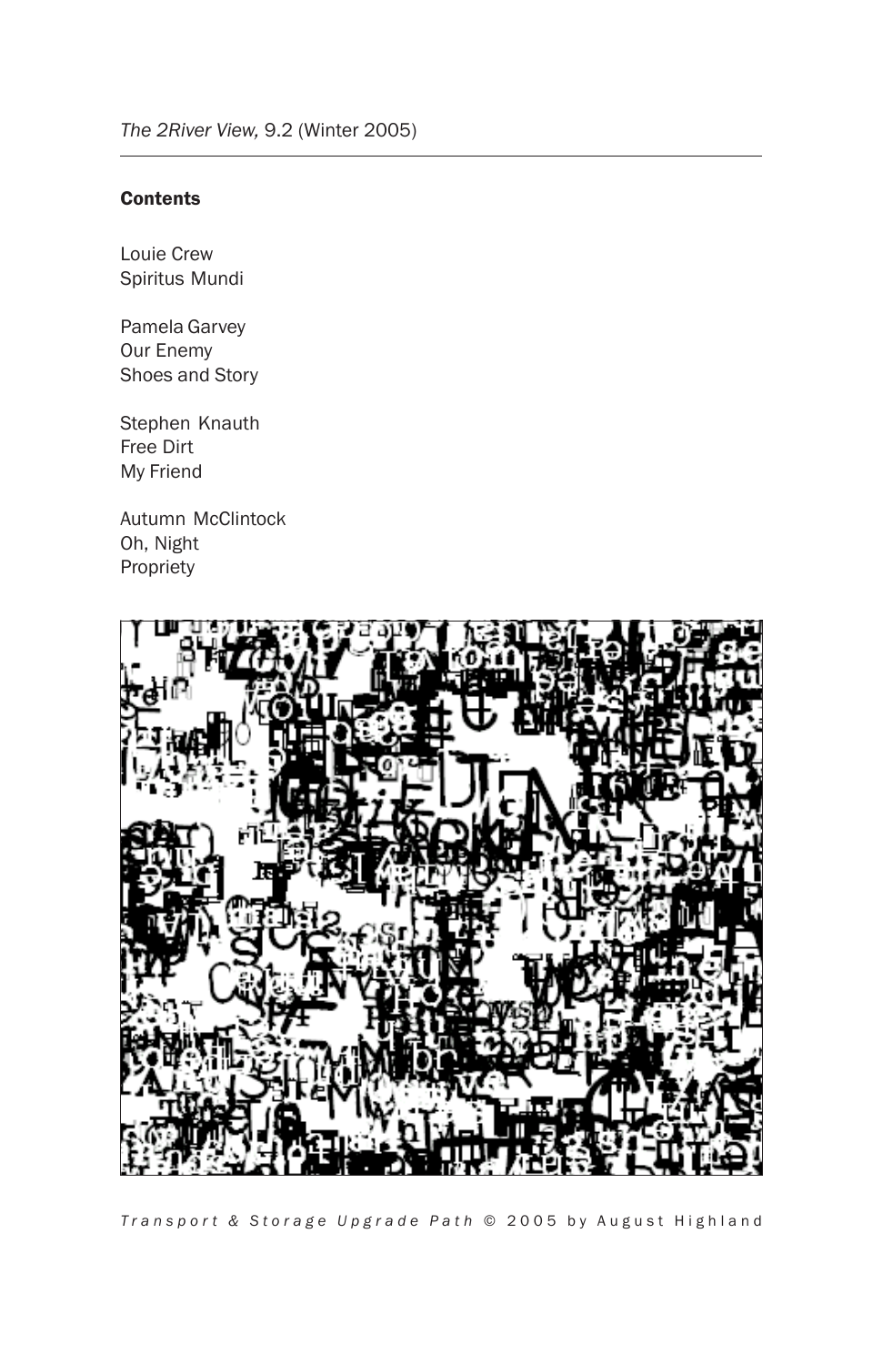*The 2River View,* 9.2 (Winter 2005)

**Contents**

Louie Crew
Spiritus Mundi

Pamela Garvey
Our Enemy
Shoes and Story

Stephen Knauth
Free Dirt
My Friend

Autumn McClintock
Oh, Night
Propriety

*Transport & Storage Upgrade Path* © 2005 by August Highland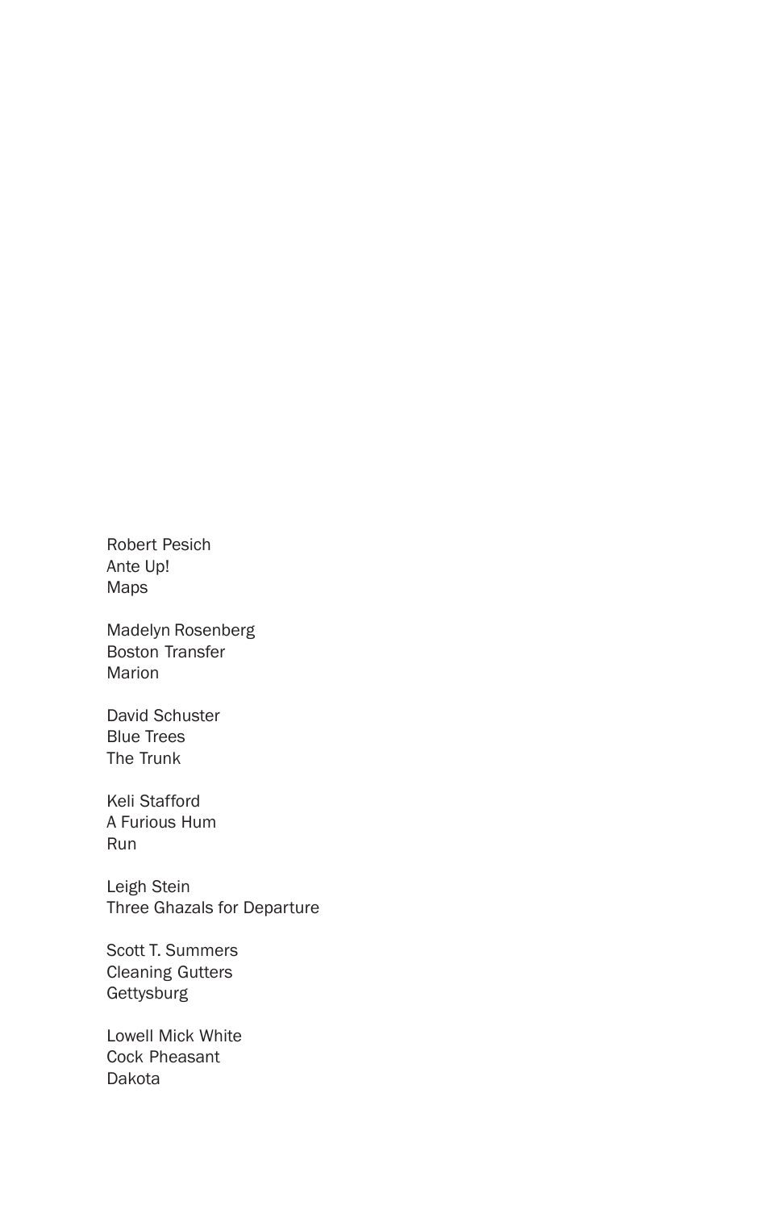Robert Pesich
Ante Up!
Maps

Madelyn Rosenberg
Boston Transfer
Marion

David Schuster
Blue Trees
The Trunk

Keli Stafford
A Furious Hum
Run

Leigh Stein
Three Ghazals for Departure

Scott T. Summers
Cleaning Gutters
Gettysburg

Lowell Mick White
Cock Pheasant
Dakota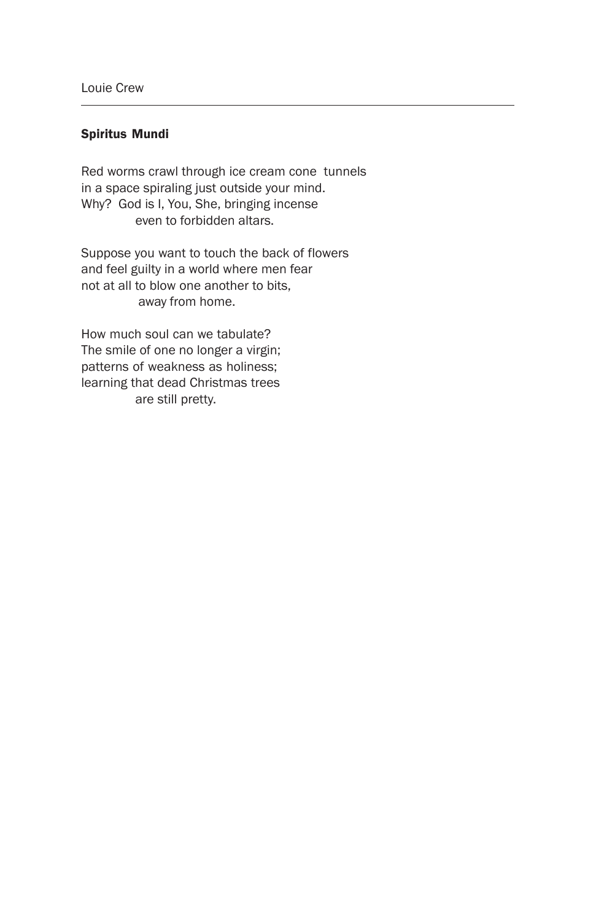Louie Crew

### Spiritus Mundi

Red worms crawl through ice cream cone tunnels
in a space spiraling just outside your mind.
Why? God is I, You, She, bringing incense
    even to forbidden altars.

Suppose you want to touch the back of flowers
and feel guilty in a world where men fear
not at all to blow one another to bits,
    away from home.

How much soul can we tabulate?
The smile of one no longer a virgin;
patterns of weakness as holiness;
learning that dead Christmas trees
    are still pretty.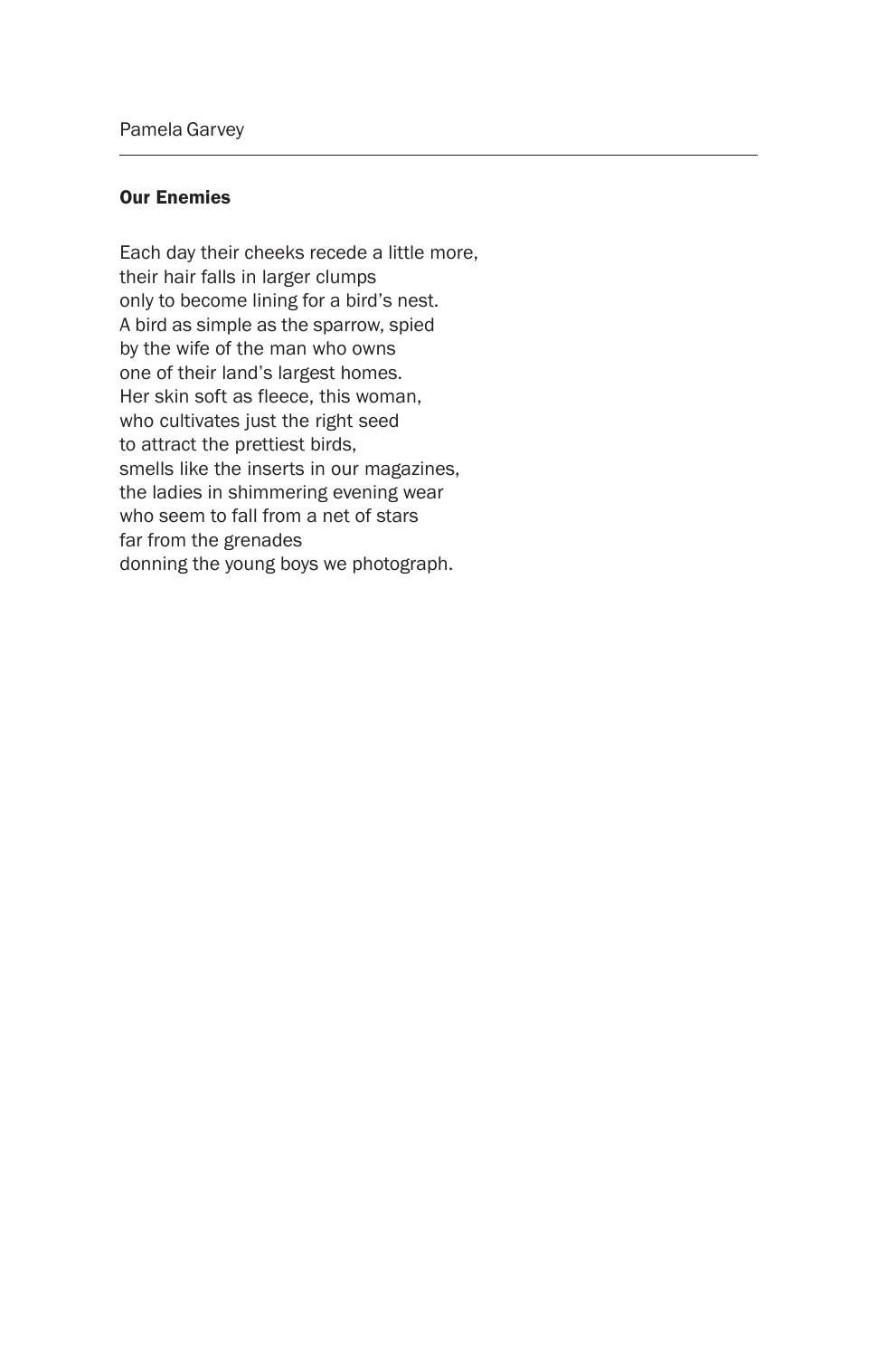Pamela Garvey

## Our Enemies

Each day their cheeks recede a little more,
their hair falls in larger clumps
only to become lining for a bird's nest.
A bird as simple as the sparrow, spied
by the wife of the man who owns
one of their land's largest homes.
Her skin soft as fleece, this woman,
who cultivates just the right seed
to attract the prettiest birds,
smells like the inserts in our magazines,
the ladies in shimmering evening wear
who seem to fall from a net of stars
far from the grenades
donning the young boys we photograph.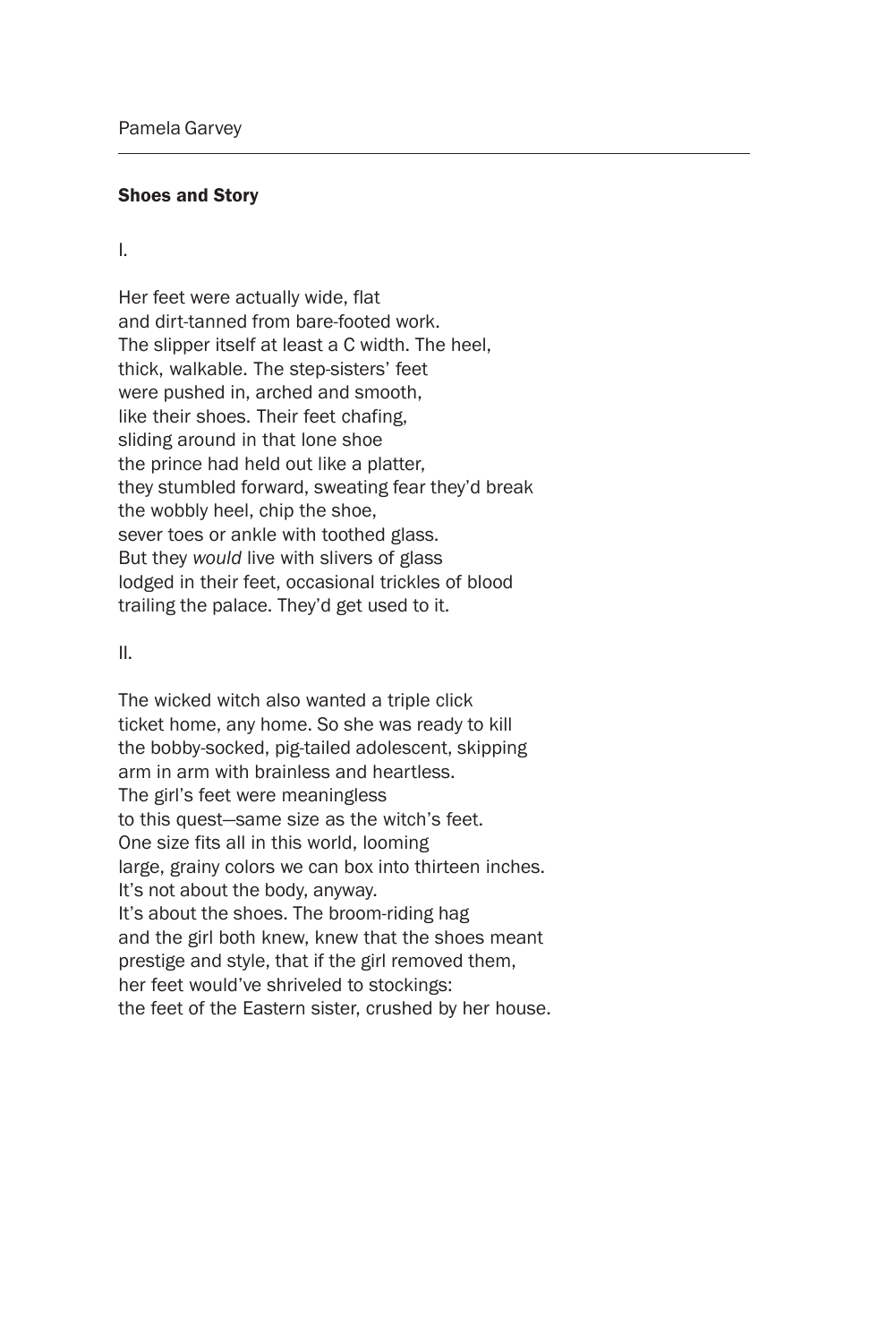Pamela Garvey

## Shoes and Story

I.

Her feet were actually wide, flat  
and dirt-tanned from bare-footed work.  
The slipper itself at least a C width. The heel,  
thick, walkable. The step-sisters' feet  
were pushed in, arched and smooth,  
like their shoes. Their feet chafing,  
sliding around in that lone shoe  
the prince had held out like a platter,  
they stumbled forward, sweating fear they'd break  
the wobbly heel, chip the shoe,  
sever toes or ankle with toothed glass.  
But they *would* live with slivers of glass  
lodged in their feet, occasional trickles of blood  
trailing the palace. They'd get used to it.

II.

The wicked witch also wanted a triple click  
ticket home, any home. So she was ready to kill  
the bobby-socked, pig-tailed adolescent, skipping  
arm in arm with brainless and heartless.  
The girl's feet were meaningless  
to this quest—same size as the witch's feet.  
One size fits all in this world, looming  
large, grainy colors we can box into thirteen inches.  
It's not about the body, anyway.  
It's about the shoes. The broom-riding hag  
and the girl both knew, knew that the shoes meant  
prestige and style, that if the girl removed them,  
her feet would've shriveled to stockings:  
the feet of the Eastern sister, crushed by her house.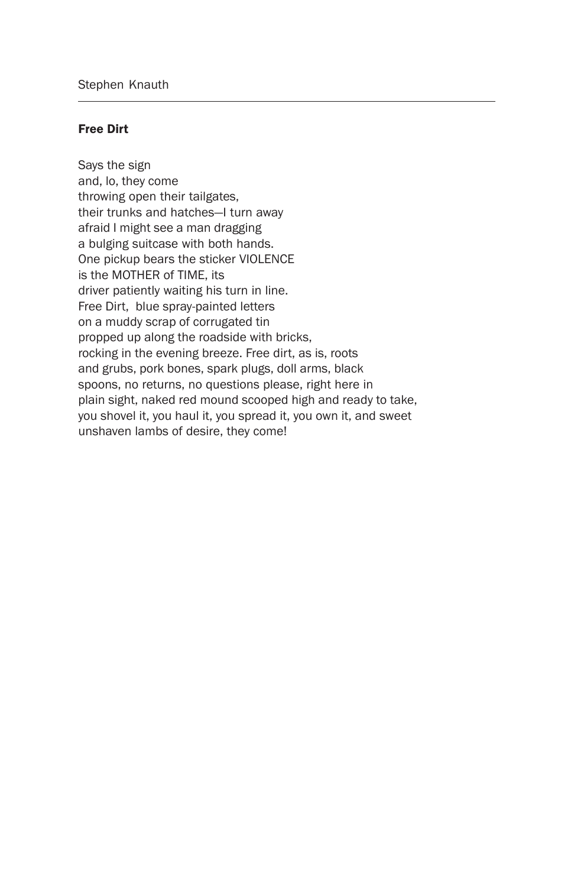Stephen Knauth

## Free Dirt

Says the sign  
and, lo, they come  
throwing open their tailgates,  
their trunks and hatches—I turn away  
afraid I might see a man dragging  
a bulging suitcase with both hands.  
One pickup bears the sticker VIOLENCE  
is the MOTHER of TIME, its  
driver patiently waiting his turn in line.  
Free Dirt, blue spray-painted letters  
on a muddy scrap of corrugated tin  
propped up along the roadside with bricks,  
rocking in the evening breeze. Free dirt, as is, roots  
and grubs, pork bones, spark plugs, doll arms, black  
spoons, no returns, no questions please, right here in  
plain sight, naked red mound scooped high and ready to take,  
you shovel it, you haul it, you spread it, you own it, and sweet  
unshaven lambs of desire, they come!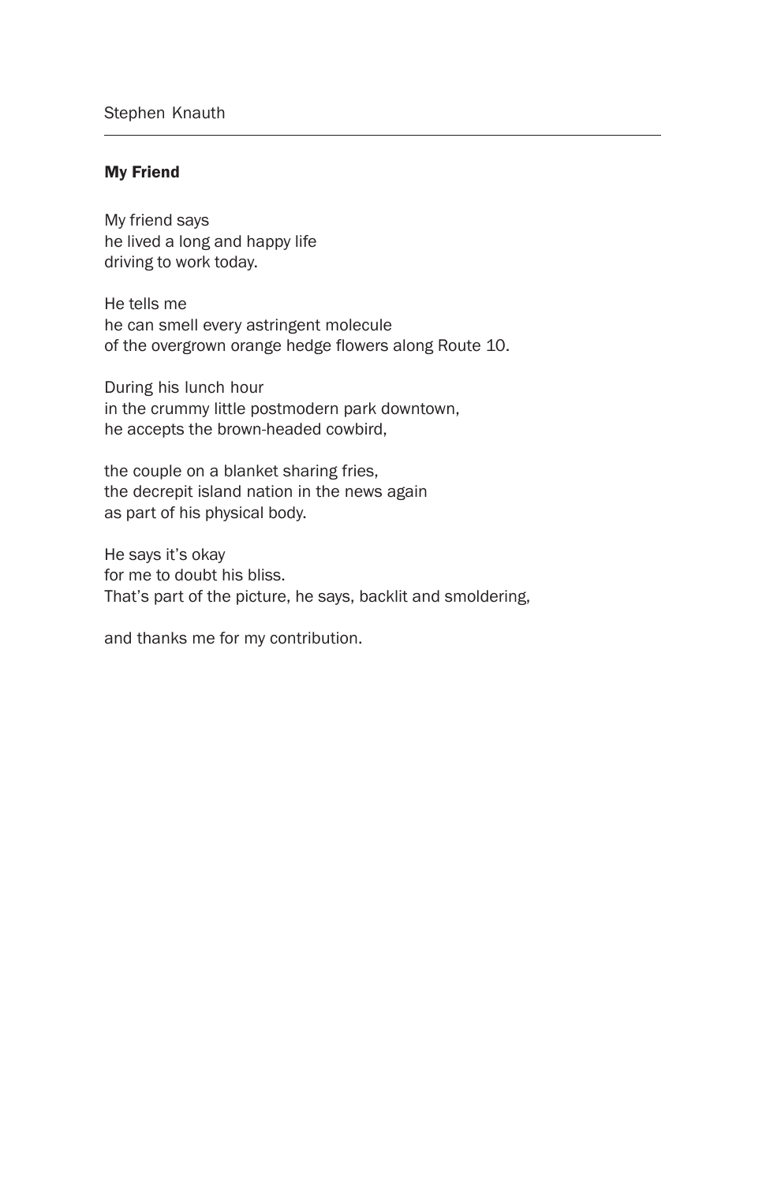Stephen Knauth

### My Friend

My friend says
he lived a long and happy life
driving to work today.

He tells me
he can smell every astringent molecule
of the overgrown orange hedge flowers along Route 10.

During his lunch hour
in the crummy little postmodern park downtown,
he accepts the brown-headed cowbird,

the couple on a blanket sharing fries,
the decrepit island nation in the news again
as part of his physical body.

He says it's okay
for me to doubt his bliss.
That's part of the picture, he says, backlit and smoldering,

and thanks me for my contribution.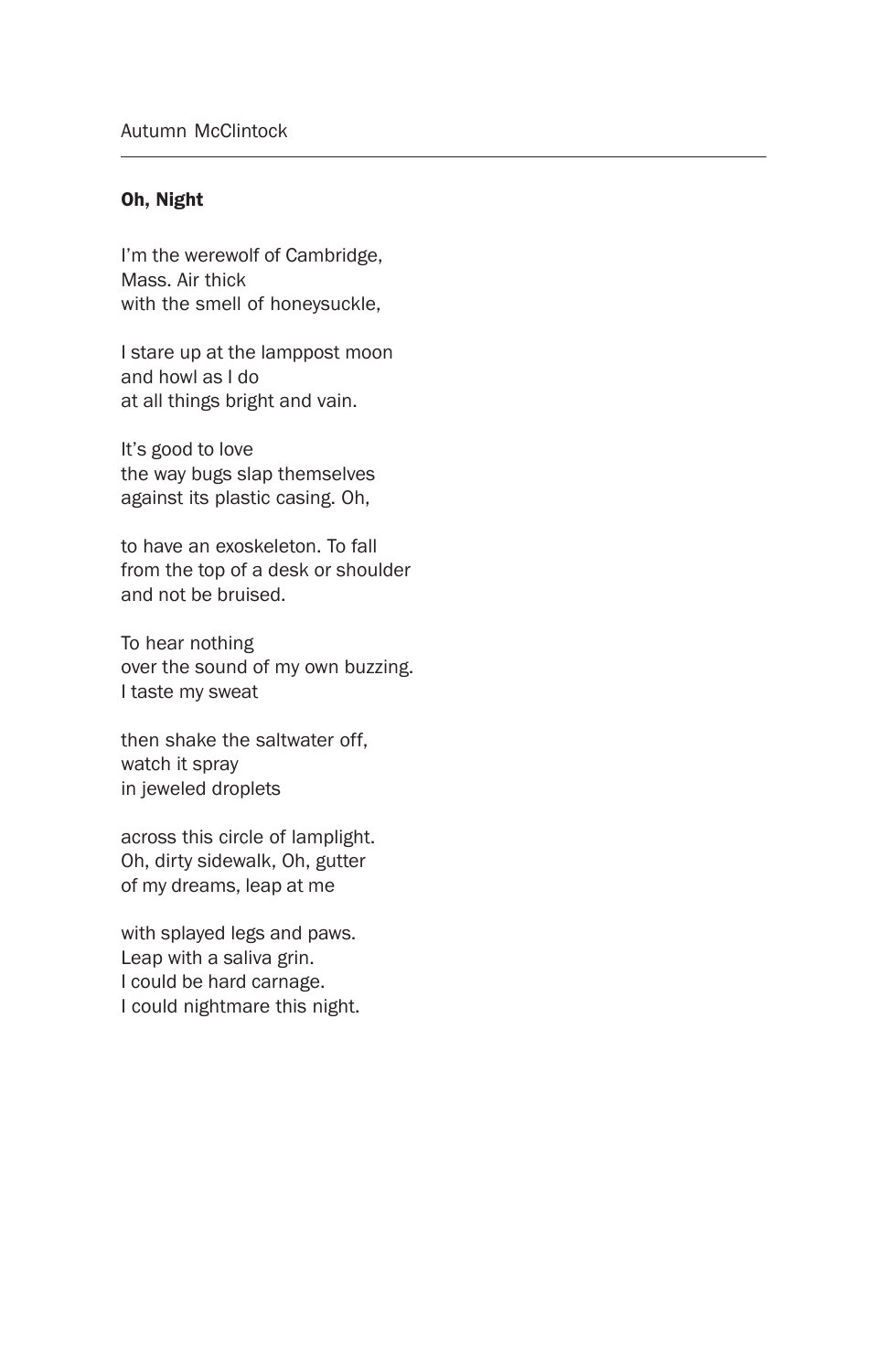Autumn McClintock

## Oh, Night

I'm the werewolf of Cambridge,  
Mass. Air thick  
with the smell of honeysuckle,

I stare up at the lamppost moon  
and howl as I do  
at all things bright and vain.

It's good to love  
the way bugs slap themselves  
against its plastic casing. Oh,

to have an exoskeleton. To fall  
from the top of a desk or shoulder  
and not be bruised.

To hear nothing  
over the sound of my own buzzing.  
I taste my sweat

then shake the saltwater off,  
watch it spray  
in jeweled droplets

across this circle of lamplight.  
Oh, dirty sidewalk, Oh, gutter  
of my dreams, leap at me

with splayed legs and paws.  
Leap with a saliva grin.  
I could be hard carnage.  
I could nightmare this night.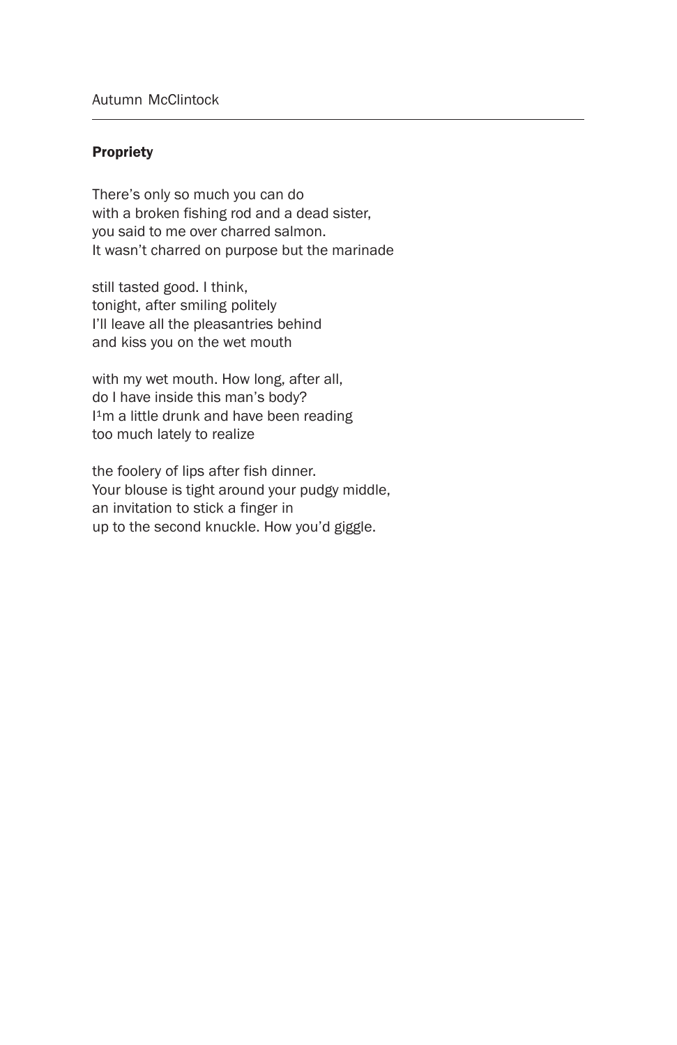Autumn McClintock

**Propriety**

There's only so much you can do  
with a broken fishing rod and a dead sister,  
you said to me over charred salmon.  
It wasn't charred on purpose but the marinade

still tasted good. I think,  
tonight, after smiling politely  
I'll leave all the pleasantries behind  
and kiss you on the wet mouth

with my wet mouth. How long, after all,  
do I have inside this man's body?  
I[1]m a little drunk and have been reading  
too much lately to realize

the foolery of lips after fish dinner.  
Your blouse is tight around your pudgy middle,  
an invitation to stick a finger in  
up to the second knuckle. How you'd giggle.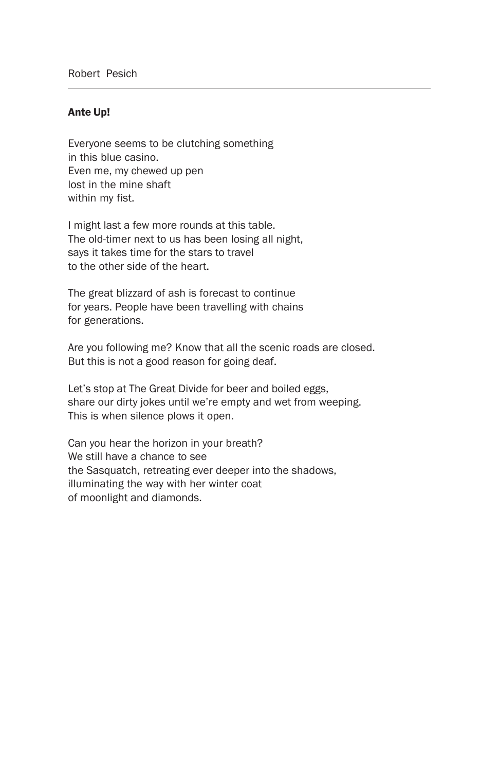Robert Pesich

## Ante Up!

Everyone seems to be clutching something  
in this blue casino.  
Even me, my chewed up pen  
lost in the mine shaft  
within my fist.

I might last a few more rounds at this table.  
The old-timer next to us has been losing all night,  
says it takes time for the stars to travel  
to the other side of the heart.

The great blizzard of ash is forecast to continue  
for years. People have been travelling with chains  
for generations.

Are you following me? Know that all the scenic roads are closed.  
But this is not a good reason for going deaf.

Let's stop at The Great Divide for beer and boiled eggs,  
share our dirty jokes until we're empty and wet from weeping.  
This is when silence plows it open.

Can you hear the horizon in your breath?  
We still have a chance to see  
the Sasquatch, retreating ever deeper into the shadows,  
illuminating the way with her winter coat  
of moonlight and diamonds.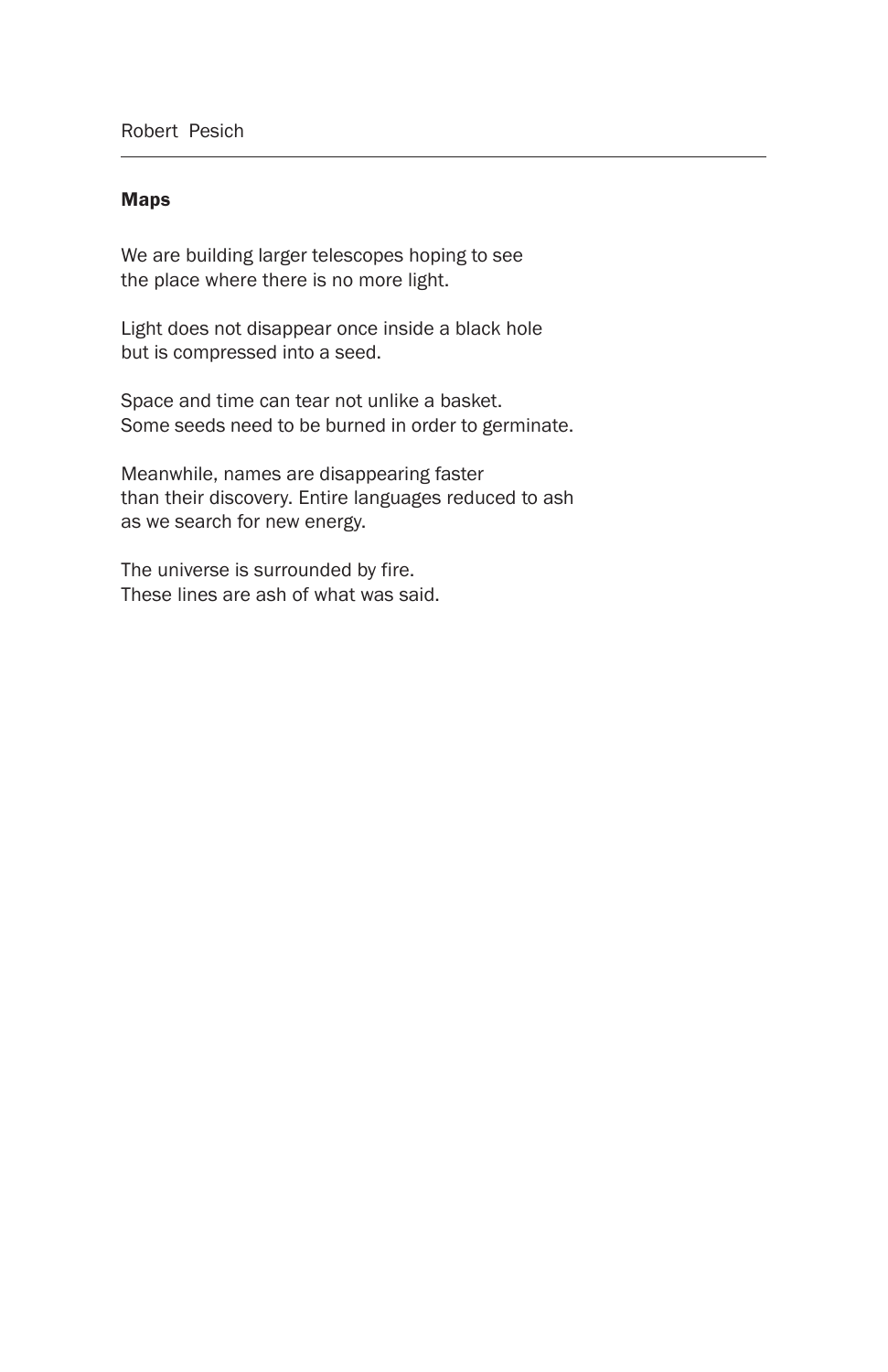Robert Pesich

## Maps

We are building larger telescopes hoping to see
the place where there is no more light.

Light does not disappear once inside a black hole
but is compressed into a seed.

Space and time can tear not unlike a basket.
Some seeds need to be burned in order to germinate.

Meanwhile, names are disappearing faster
than their discovery. Entire languages reduced to ash
as we search for new energy.

The universe is surrounded by fire.
These lines are ash of what was said.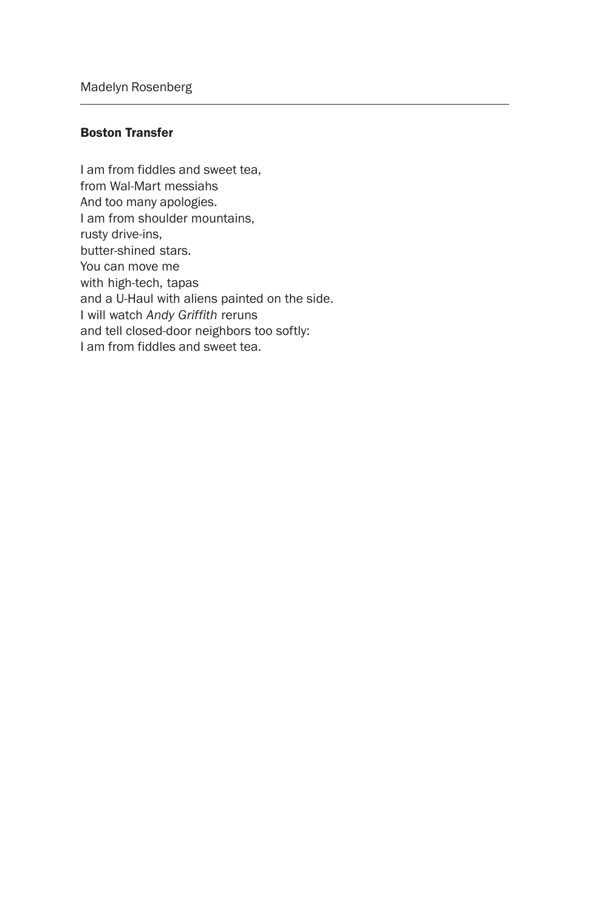Madelyn Rosenberg

## Boston Transfer

I am from fiddles and sweet tea,
from Wal-Mart messiahs
And too many apologies.
I am from shoulder mountains,
rusty drive-ins,
butter-shined stars.
You can move me
with high-tech, tapas
and a U-Haul with aliens painted on the side.
I will watch *Andy Griffith* reruns
and tell closed-door neighbors too softly:
I am from fiddles and sweet tea.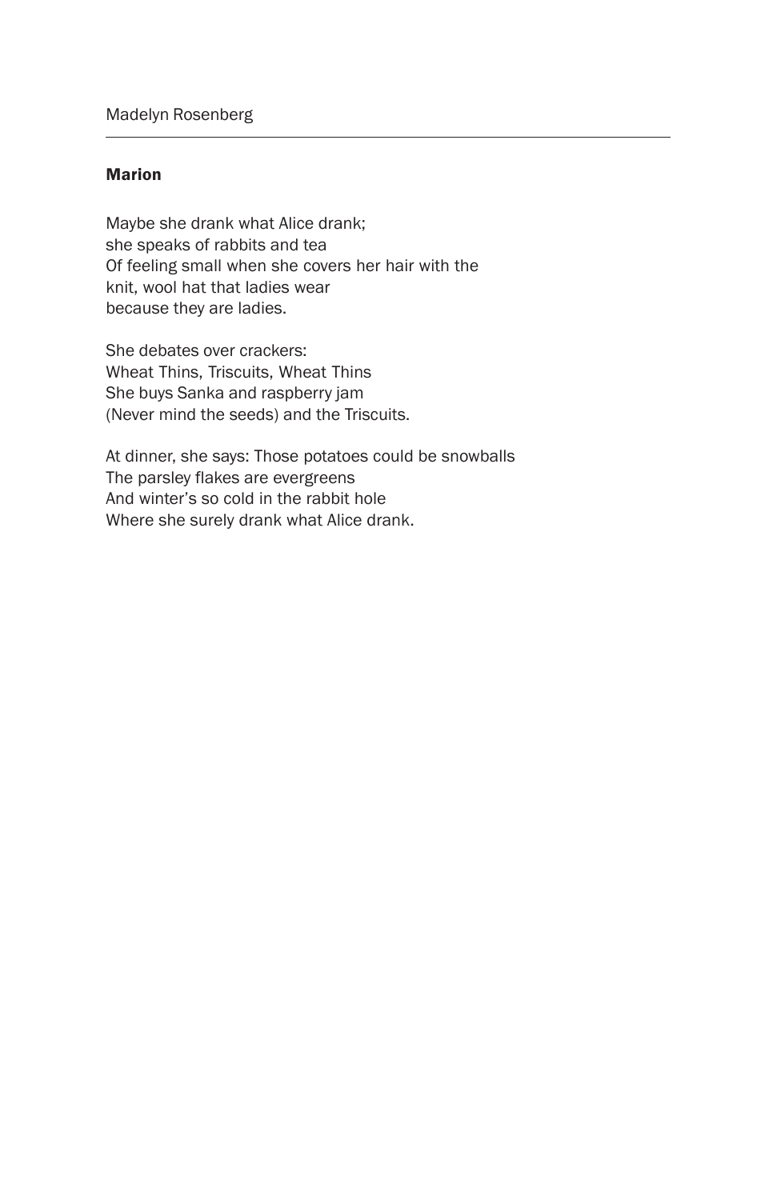Madelyn Rosenberg

**Marion**

Maybe she drank what Alice drank;
she speaks of rabbits and tea
Of feeling small when she covers her hair with the
knit, wool hat that ladies wear
because they are ladies.

She debates over crackers:
Wheat Thins, Triscuits, Wheat Thins
She buys Sanka and raspberry jam
(Never mind the seeds) and the Triscuits.

At dinner, she says: Those potatoes could be snowballs
The parsley flakes are evergreens
And winter's so cold in the rabbit hole
Where she surely drank what Alice drank.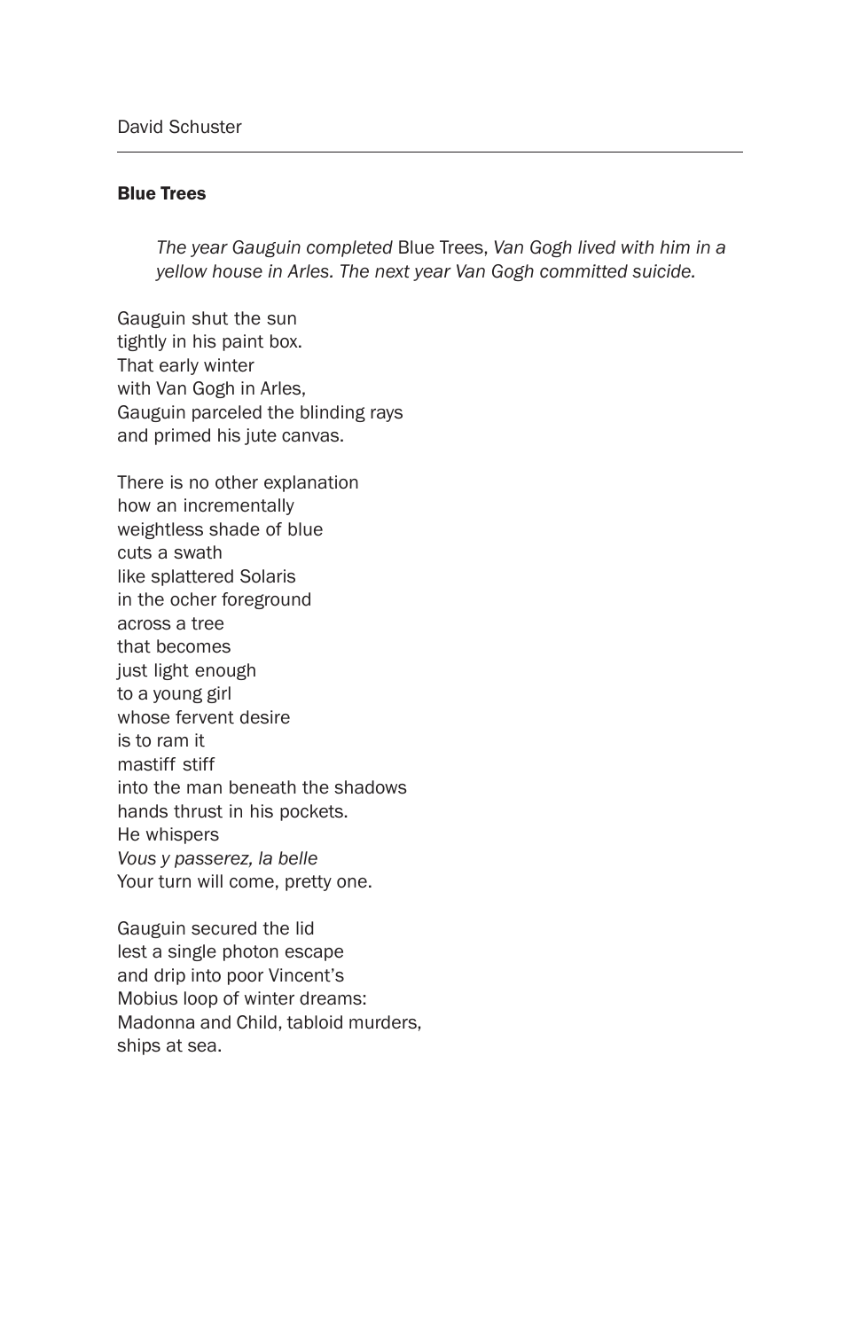David Schuster

## Blue Trees

*The year Gauguin completed* Blue Trees, *Van Gogh lived with him in a yellow house in Arles. The next year Van Gogh committed suicide.*

Gauguin shut the sun  
tightly in his paint box.  
That early winter  
with Van Gogh in Arles,  
Gauguin parceled the blinding rays  
and primed his jute canvas.

There is no other explanation  
how an incrementally  
weightless shade of blue  
cuts a swath  
like splattered Solaris  
in the ocher foreground  
across a tree  
that becomes  
just light enough  
to a young girl  
whose fervent desire  
is to ram it  
mastiff stiff  
into the man beneath the shadows  
hands thrust in his pockets.  
He whispers  
*Vous y passerez, la belle*  
Your turn will come, pretty one.

Gauguin secured the lid  
lest a single photon escape  
and drip into poor Vincent's  
Mobius loop of winter dreams:  
Madonna and Child, tabloid murders,  
ships at sea.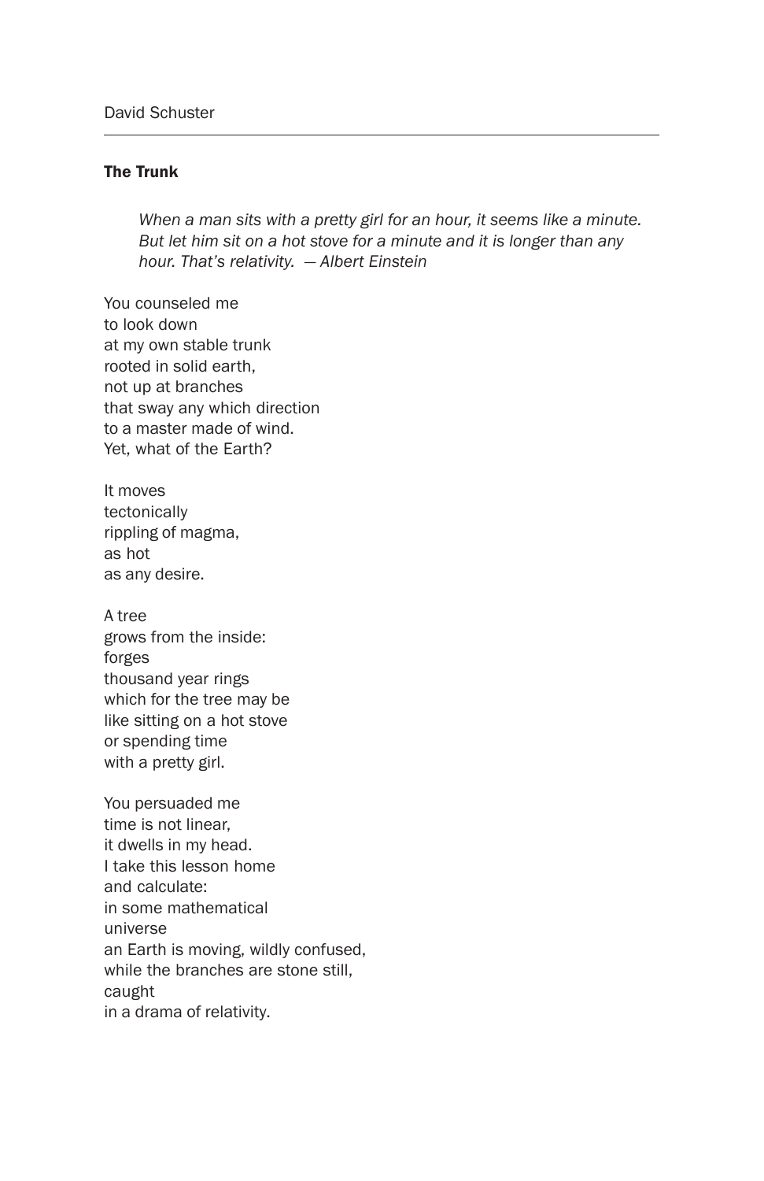David Schuster

### The Trunk

> *When a man sits with a pretty girl for an hour, it seems like a minute. But let him sit on a hot stove for a minute and it is longer than any hour. That's relativity. — Albert Einstein*

You counseled me  
to look down  
at my own stable trunk  
rooted in solid earth,  
not up at branches  
that sway any which direction  
to a master made of wind.  
Yet, what of the Earth?

It moves  
tectonically  
rippling of magma,  
as hot  
as any desire.

A tree  
grows from the inside:  
forges  
thousand year rings  
which for the tree may be  
like sitting on a hot stove  
or spending time  
with a pretty girl.

You persuaded me  
time is not linear,  
it dwells in my head.  
I take this lesson home  
and calculate:  
in some mathematical  
universe  
an Earth is moving, wildly confused,  
while the branches are stone still,  
caught  
in a drama of relativity.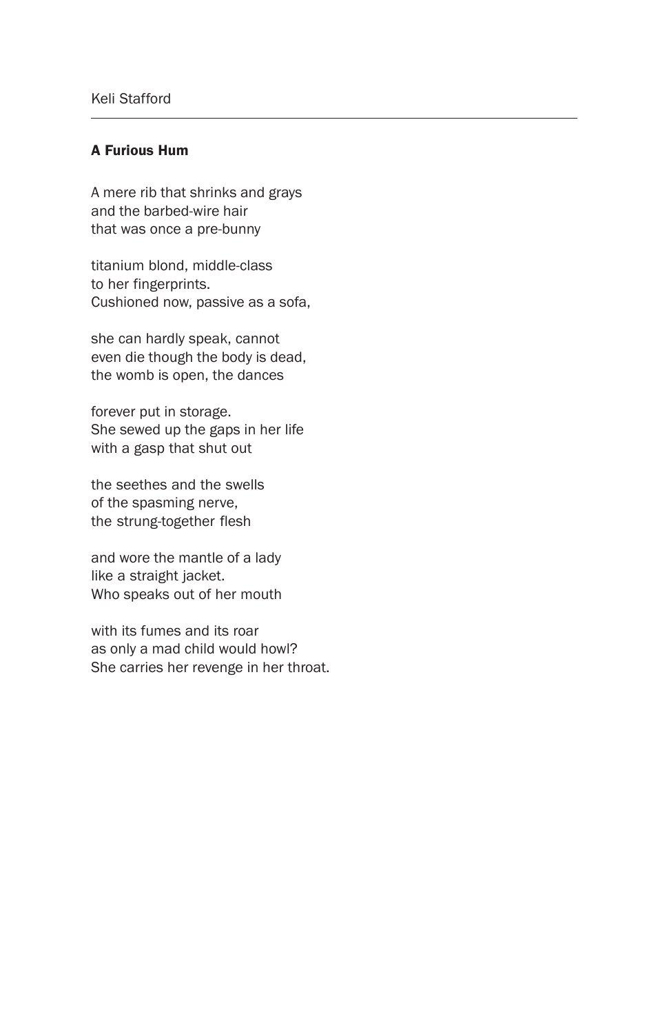Keli Stafford

### A Furious Hum

A mere rib that shrinks and grays  
and the barbed-wire hair  
that was once a pre-bunny

titanium blond, middle-class  
to her fingerprints.  
Cushioned now, passive as a sofa,

she can hardly speak, cannot  
even die though the body is dead,  
the womb is open, the dances

forever put in storage.  
She sewed up the gaps in her life  
with a gasp that shut out

the seethes and the swells  
of the spasming nerve,  
the strung-together flesh

and wore the mantle of a lady  
like a straight jacket.  
Who speaks out of her mouth

with its fumes and its roar  
as only a mad child would howl?  
She carries her revenge in her throat.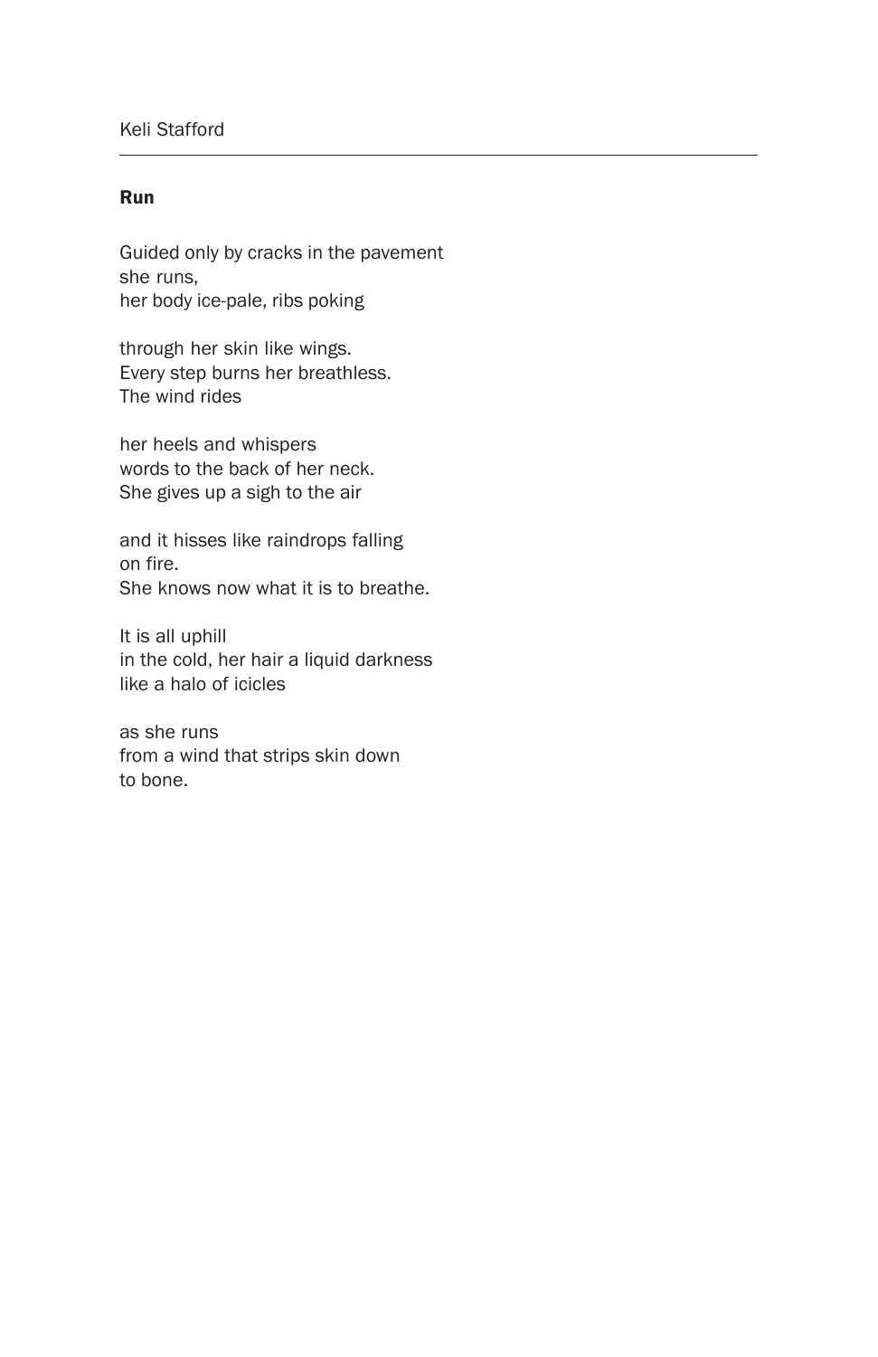Keli Stafford

## Run

Guided only by cracks in the pavement
she runs,
her body ice-pale, ribs poking

through her skin like wings.
Every step burns her breathless.
The wind rides

her heels and whispers
words to the back of her neck.
She gives up a sigh to the air

and it hisses like raindrops falling
on fire.
She knows now what it is to breathe.

It is all uphill
in the cold, her hair a liquid darkness
like a halo of icicles

as she runs
from a wind that strips skin down
to bone.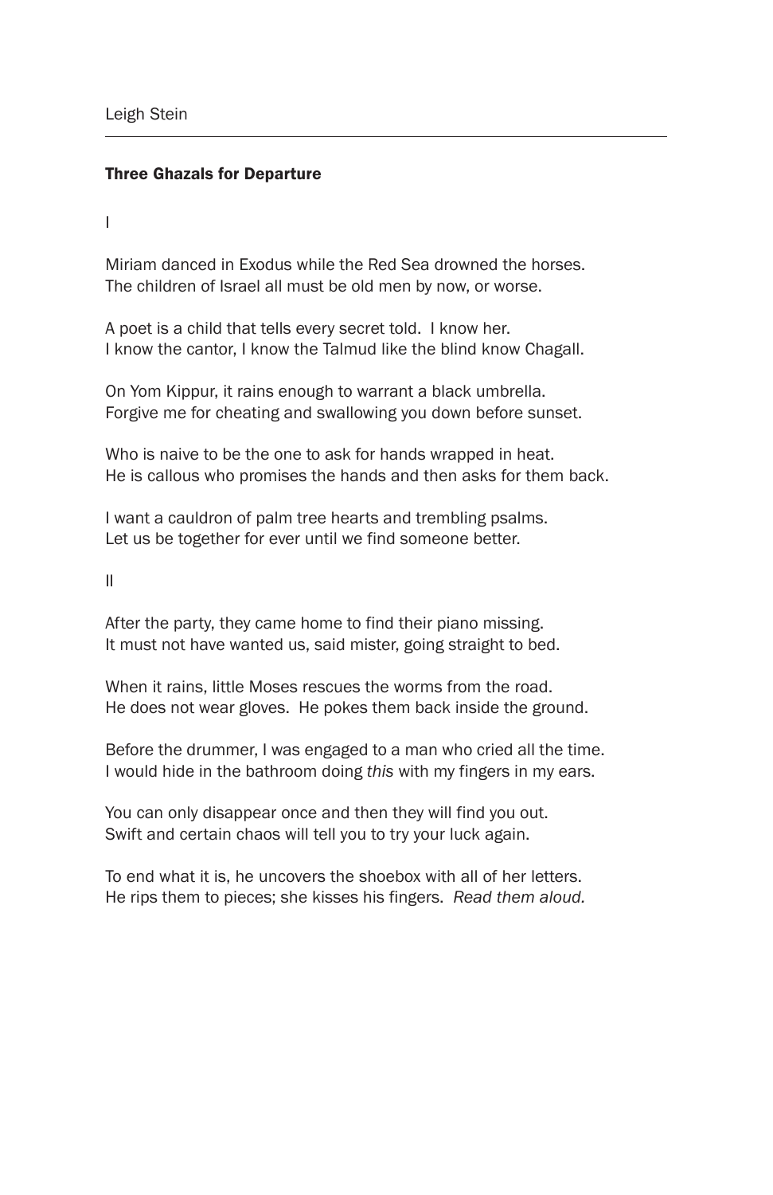Leigh Stein

## Three Ghazals for Departure

I

Miriam danced in Exodus while the Red Sea drowned the horses.  
The children of Israel all must be old men by now, or worse.

A poet is a child that tells every secret told. I know her.  
I know the cantor, I know the Talmud like the blind know Chagall.

On Yom Kippur, it rains enough to warrant a black umbrella.  
Forgive me for cheating and swallowing you down before sunset.

Who is naive to be the one to ask for hands wrapped in heat.  
He is callous who promises the hands and then asks for them back.

I want a cauldron of palm tree hearts and trembling psalms.  
Let us be together for ever until we find someone better.

II

After the party, they came home to find their piano missing.  
It must not have wanted us, said mister, going straight to bed.

When it rains, little Moses rescues the worms from the road.  
He does not wear gloves. He pokes them back inside the ground.

Before the drummer, I was engaged to a man who cried all the time.  
I would hide in the bathroom doing *this* with my fingers in my ears.

You can only disappear once and then they will find you out.  
Swift and certain chaos will tell you to try your luck again.

To end what it is, he uncovers the shoebox with all of her letters.  
He rips them to pieces; she kisses his fingers. *Read them aloud.*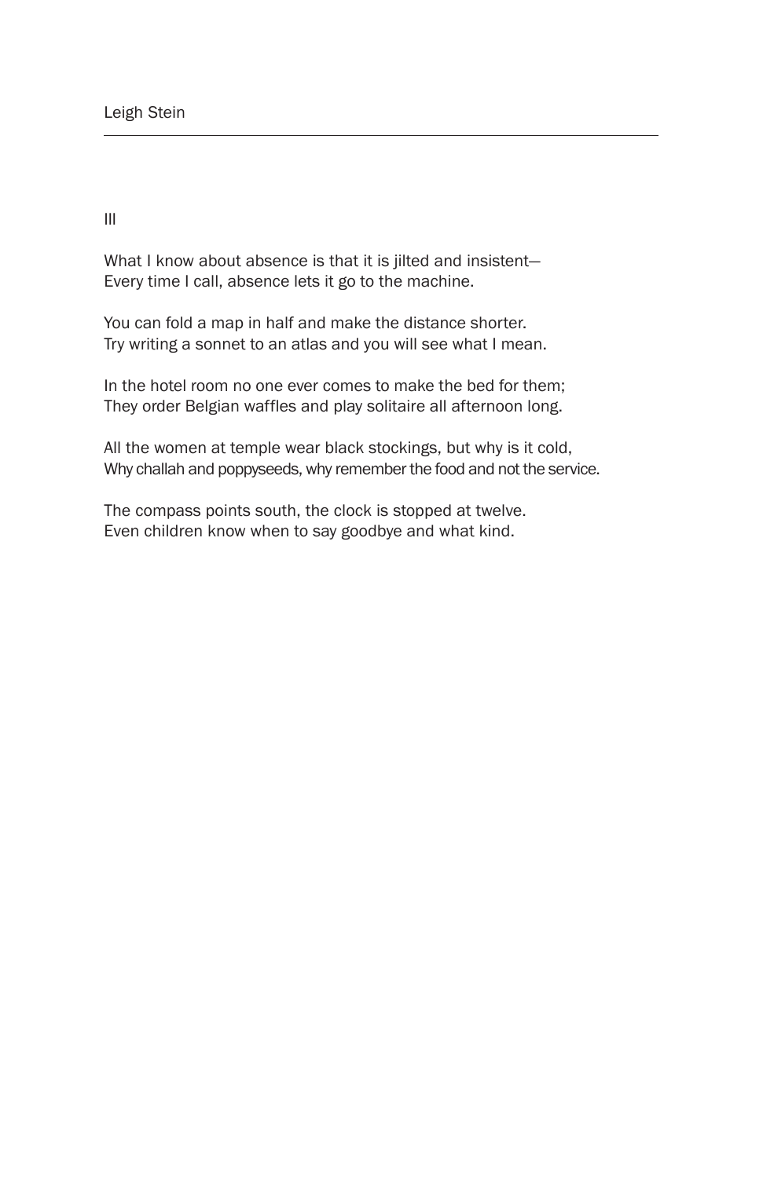III

What I know about absence is that it is jilted and insistent—
Every time I call, absence lets it go to the machine.

You can fold a map in half and make the distance shorter.
Try writing a sonnet to an atlas and you will see what I mean.

In the hotel room no one ever comes to make the bed for them;
They order Belgian waffles and play solitaire all afternoon long.

All the women at temple wear black stockings, but why is it cold,
Why challah and poppyseeds, why remember the food and not the service.

The compass points south, the clock is stopped at twelve.
Even children know when to say goodbye and what kind.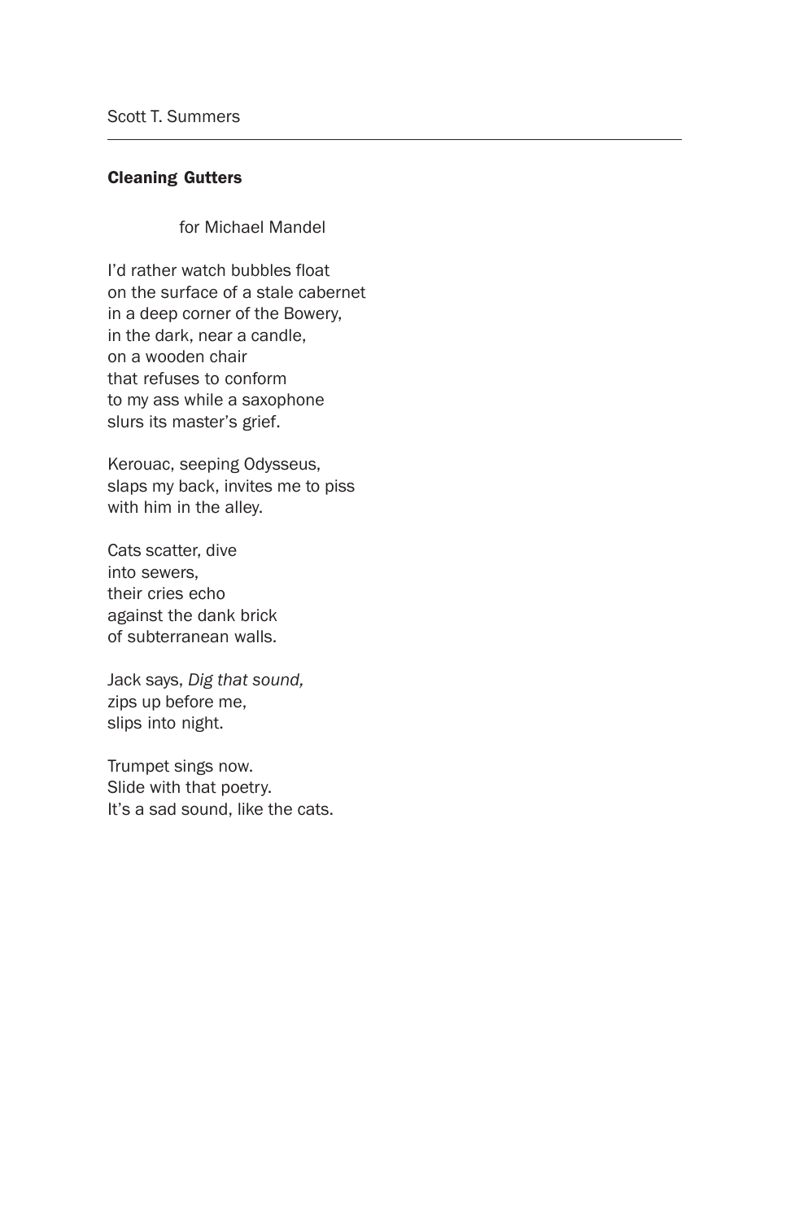Scott T. Summers

## Cleaning Gutters

for Michael Mandel

I'd rather watch bubbles float  
on the surface of a stale cabernet  
in a deep corner of the Bowery,  
in the dark, near a candle,  
on a wooden chair  
that refuses to conform  
to my ass while a saxophone  
slurs its master's grief.

Kerouac, seeping Odysseus,  
slaps my back, invites me to piss  
with him in the alley.

Cats scatter, dive  
into sewers,  
their cries echo  
against the dank brick  
of subterranean walls.

Jack says, *Dig that sound,*  
zips up before me,  
slips into night.

Trumpet sings now.  
Slide with that poetry.  
It's a sad sound, like the cats.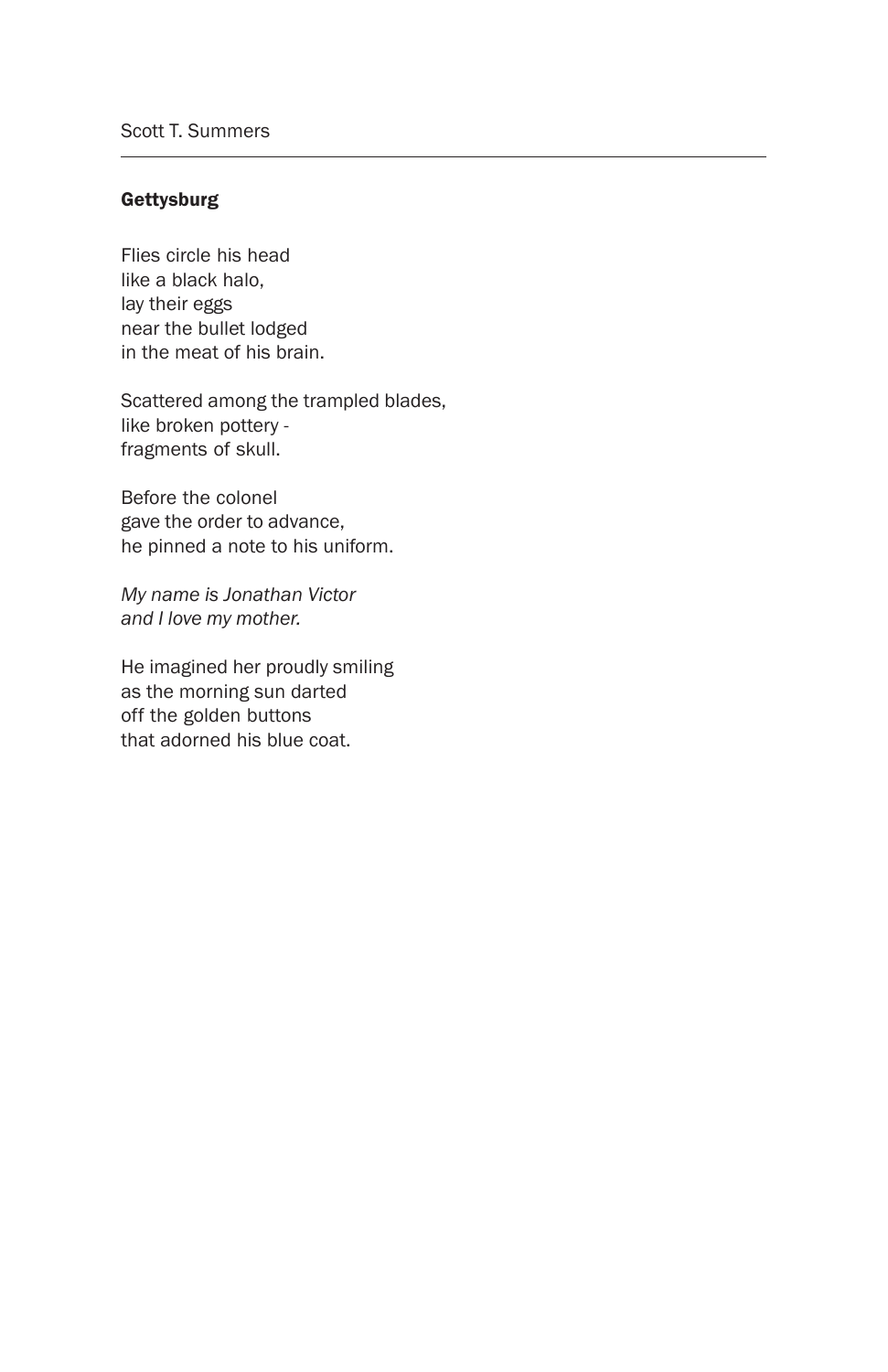Scott T. Summers

### Gettysburg

Flies circle his head
like a black halo,
lay their eggs
near the bullet lodged
in the meat of his brain.

Scattered among the trampled blades,
like broken pottery -
fragments of skull.

Before the colonel
gave the order to advance,
he pinned a note to his uniform.

*My name is Jonathan Victor*
*and I love my mother.*

He imagined her proudly smiling
as the morning sun darted
off the golden buttons
that adorned his blue coat.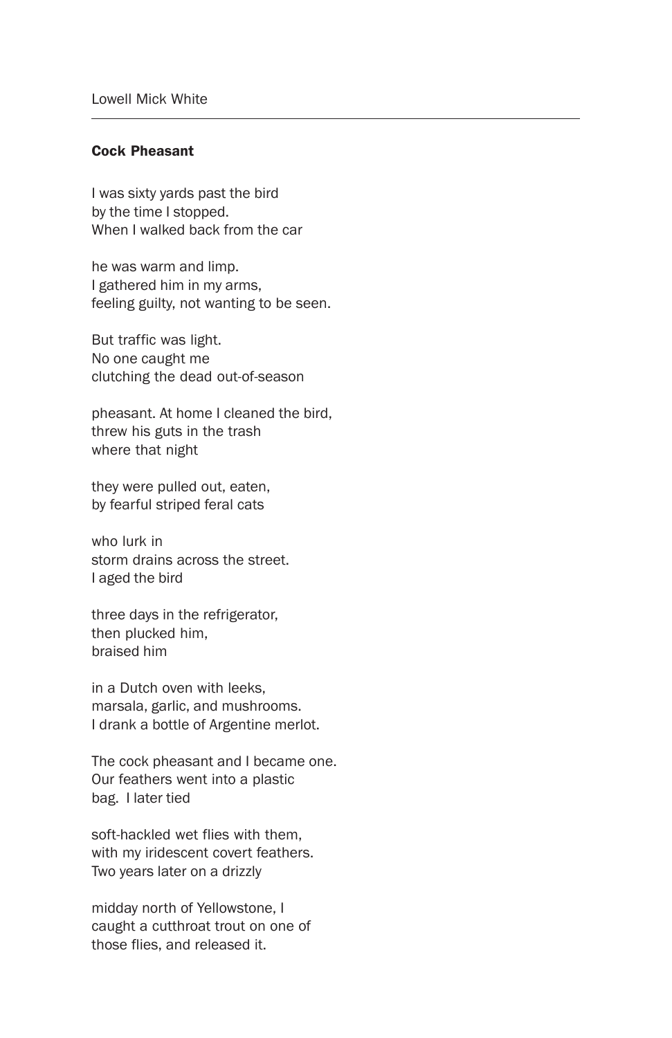Lowell Mick White

### **Cock Pheasant**

I was sixty yards past the bird  
by the time I stopped.  
When I walked back from the car

he was warm and limp.  
I gathered him in my arms,  
feeling guilty, not wanting to be seen.

But traffic was light.  
No one caught me  
clutching the dead out-of-season

pheasant. At home I cleaned the bird,  
threw his guts in the trash  
where that night

they were pulled out, eaten,  
by fearful striped feral cats

who lurk in  
storm drains across the street.  
I aged the bird

three days in the refrigerator,  
then plucked him,  
braised him

in a Dutch oven with leeks,  
marsala, garlic, and mushrooms.  
I drank a bottle of Argentine merlot.

The cock pheasant and I became one.  
Our feathers went into a plastic  
bag. I later tied

soft-hackled wet flies with them,  
with my iridescent covert feathers.  
Two years later on a drizzly

midday north of Yellowstone, I  
caught a cutthroat trout on one of  
those flies, and released it.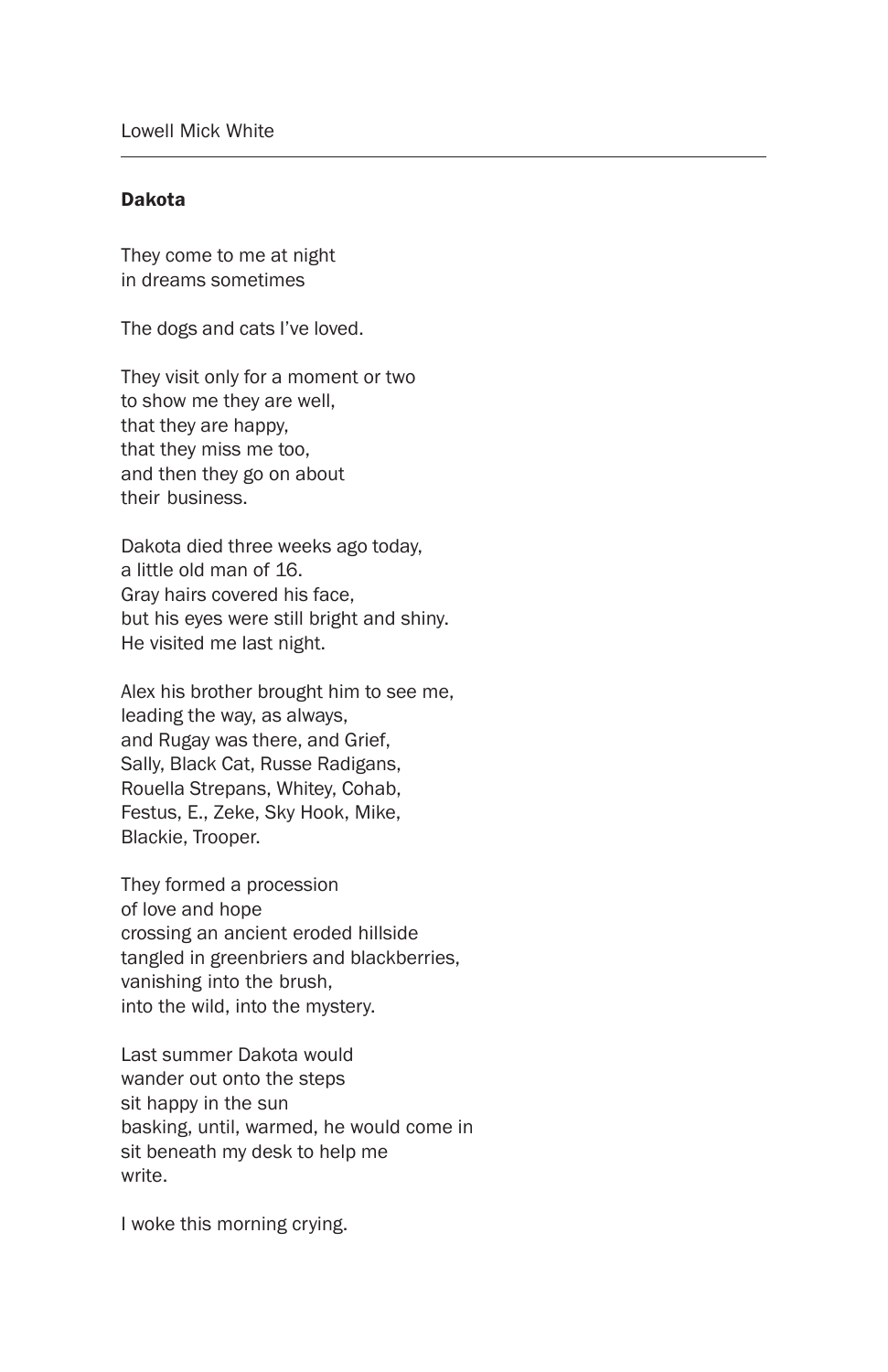Lowell Mick White

## Dakota

They come to me at night
in dreams sometimes

The dogs and cats I've loved.

They visit only for a moment or two
to show me they are well,
that they are happy,
that they miss me too,
and then they go on about
their business.

Dakota died three weeks ago today,
a little old man of 16.
Gray hairs covered his face,
but his eyes were still bright and shiny.
He visited me last night.

Alex his brother brought him to see me,
leading the way, as always,
and Rugay was there, and Grief,
Sally, Black Cat, Russe Radigans,
Rouella Strepans, Whitey, Cohab,
Festus, E., Zeke, Sky Hook, Mike,
Blackie, Trooper.

They formed a procession
of love and hope
crossing an ancient eroded hillside
tangled in greenbriers and blackberries,
vanishing into the brush,
into the wild, into the mystery.

Last summer Dakota would
wander out onto the steps
sit happy in the sun
basking, until, warmed, he would come in
sit beneath my desk to help me
write.

I woke this morning crying.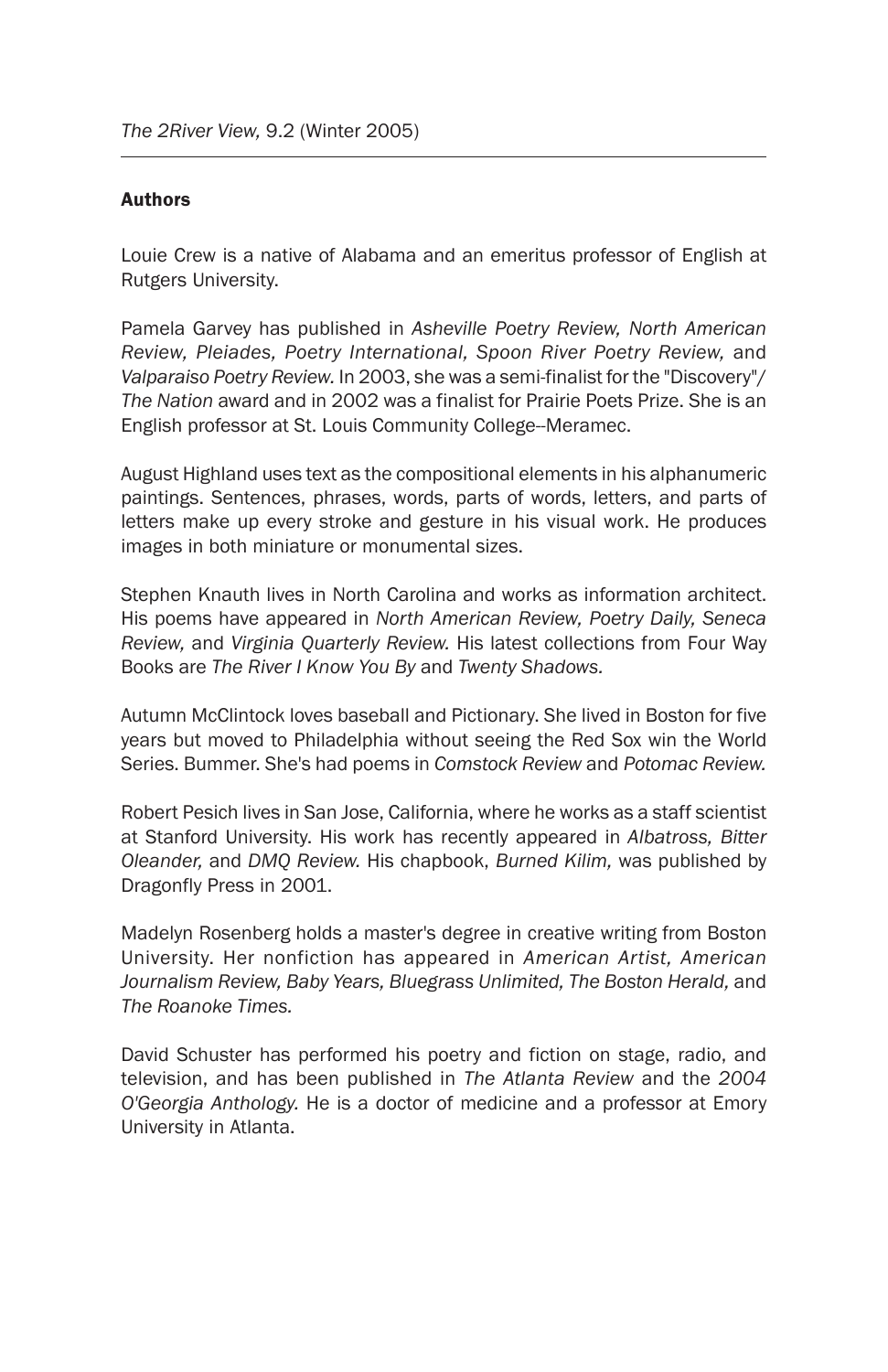## Authors

Louie Crew is a native of Alabama and an emeritus professor of English at Rutgers University.

Pamela Garvey has published in *Asheville Poetry Review, North American Review, Pleiades, Poetry International, Spoon River Poetry Review,* and *Valparaiso Poetry Review.* In 2003, she was a semi-finalist for the "Discovery"/ *The Nation* award and in 2002 was a finalist for Prairie Poets Prize. She is an English professor at St. Louis Community College--Meramec.

August Highland uses text as the compositional elements in his alphanumeric paintings. Sentences, phrases, words, parts of words, letters, and parts of letters make up every stroke and gesture in his visual work. He produces images in both miniature or monumental sizes.

Stephen Knauth lives in North Carolina and works as information architect. His poems have appeared in *North American Review, Poetry Daily, Seneca Review,* and *Virginia Quarterly Review.* His latest collections from Four Way Books are *The River I Know You By* and *Twenty Shadows.*

Autumn McClintock loves baseball and Pictionary. She lived in Boston for five years but moved to Philadelphia without seeing the Red Sox win the World Series. Bummer. She's had poems in *Comstock Review* and *Potomac Review.*

Robert Pesich lives in San Jose, California, where he works as a staff scientist at Stanford University. His work has recently appeared in *Albatross, Bitter Oleander,* and *DMQ Review.* His chapbook, *Burned Kilim,* was published by Dragonfly Press in 2001.

Madelyn Rosenberg holds a master's degree in creative writing from Boston University. Her nonfiction has appeared in *American Artist, American Journalism Review, Baby Years, Bluegrass Unlimited, The Boston Herald,* and *The Roanoke Times.*

David Schuster has performed his poetry and fiction on stage, radio, and television, and has been published in *The Atlanta Review* and the *2004 O'Georgia Anthology.* He is a doctor of medicine and a professor at Emory University in Atlanta.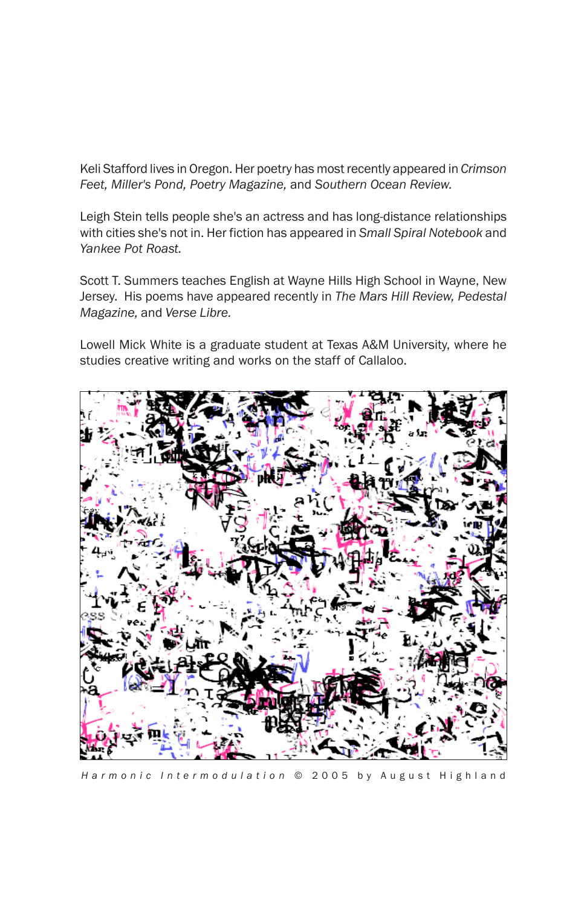Keli Stafford lives in Oregon. Her poetry has most recently appeared in *Crimson Feet, Miller's Pond, Poetry Magazine,* and *Southern Ocean Review.*

Leigh Stein tells people she's an actress and has long-distance relationships with cities she's not in. Her fiction has appeared in *Small Spiral Notebook* and *Yankee Pot Roast.*

Scott T. Summers teaches English at Wayne Hills High School in Wayne, New Jersey. His poems have appeared recently in *The Mars Hill Review, Pedestal Magazine,* and *Verse Libre.*

Lowell Mick White is a graduate student at Texas A&M University, where he studies creative writing and works on the staff of Callaloo.

*Harmonic Intermodulation* © 2005 by August Highland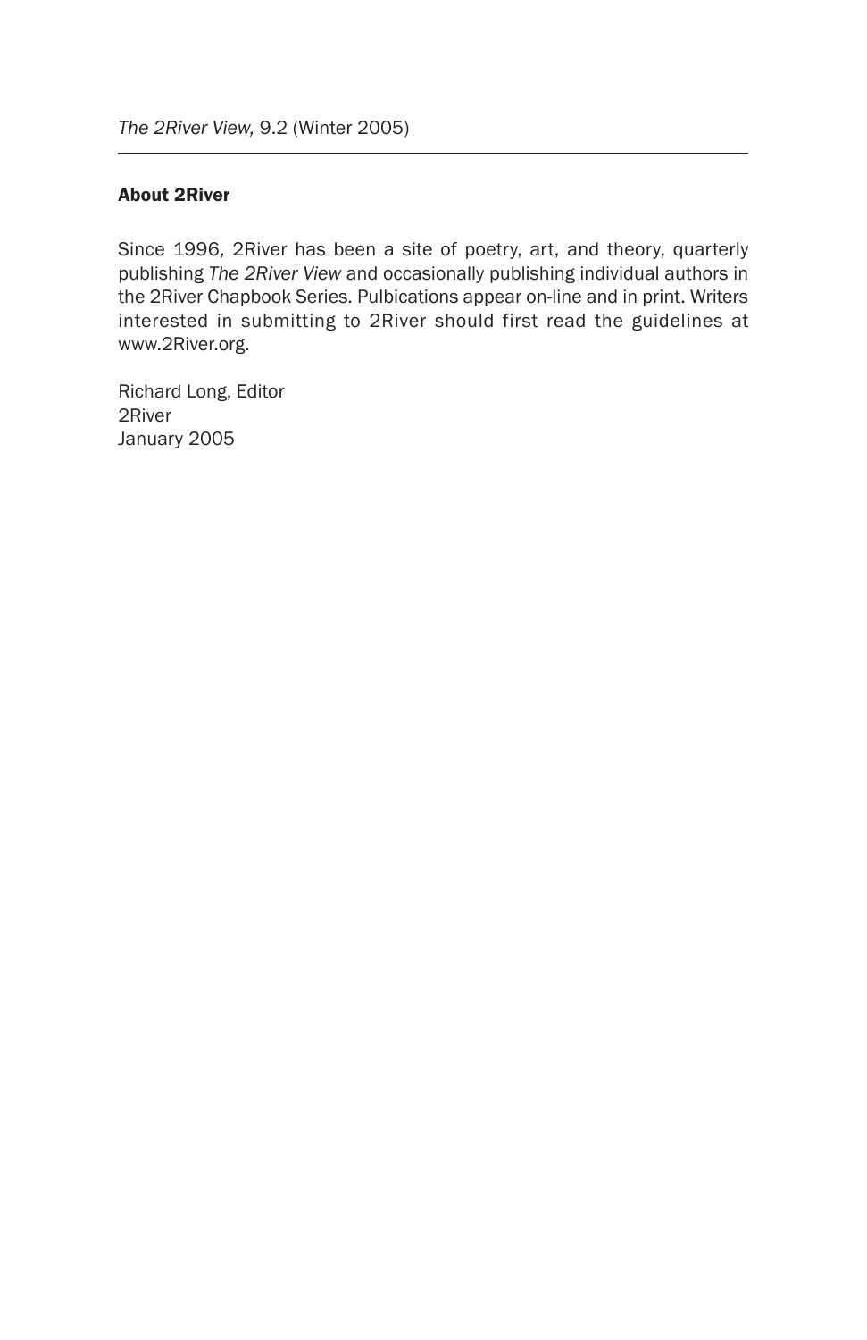## About 2River

Since 1996, 2River has been a site of poetry, art, and theory, quarterly publishing *The 2River View* and occasionally publishing individual authors in the 2River Chapbook Series. Pulbications appear on-line and in print. Writers interested in submitting to 2River should first read the guidelines at www.2River.org.

Richard Long, Editor
2River
January 2005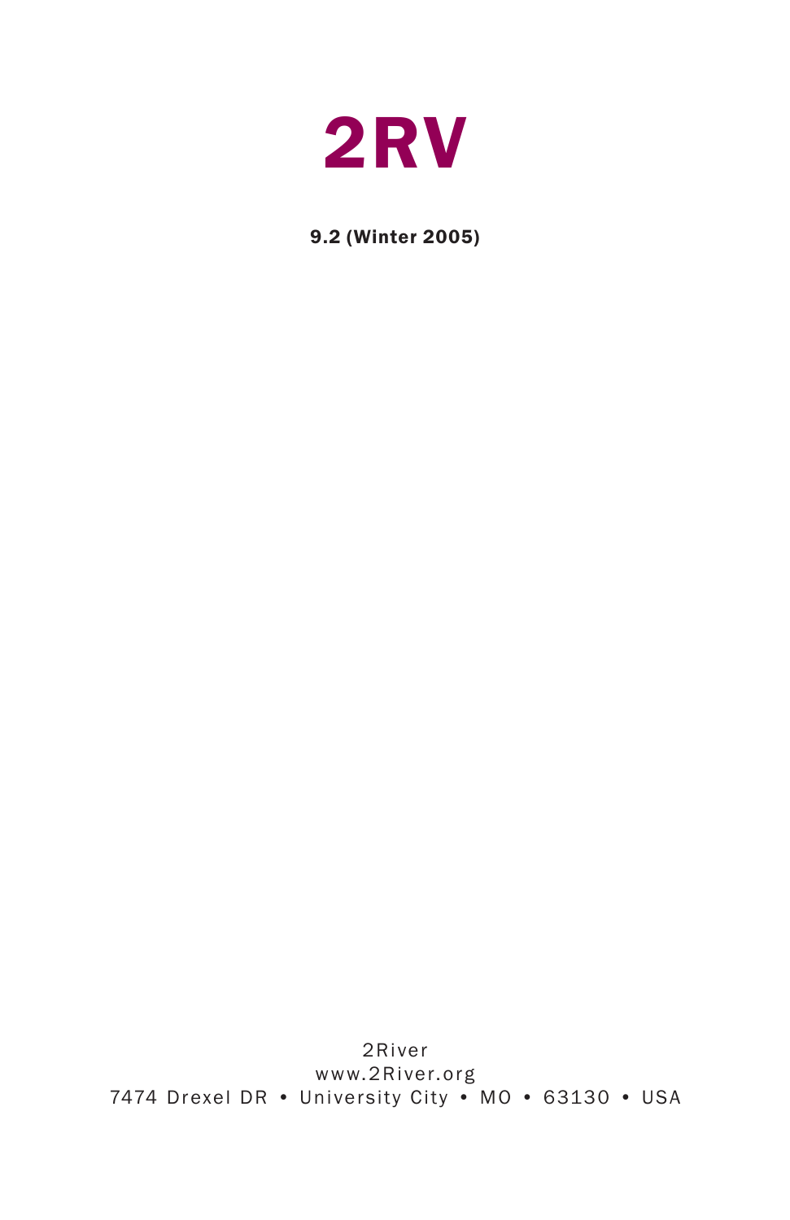# 2RV

**9.2 (Winter 2005)**

2River
www.2River.org
7474 Drexel DR • University City • MO • 63130 • USA